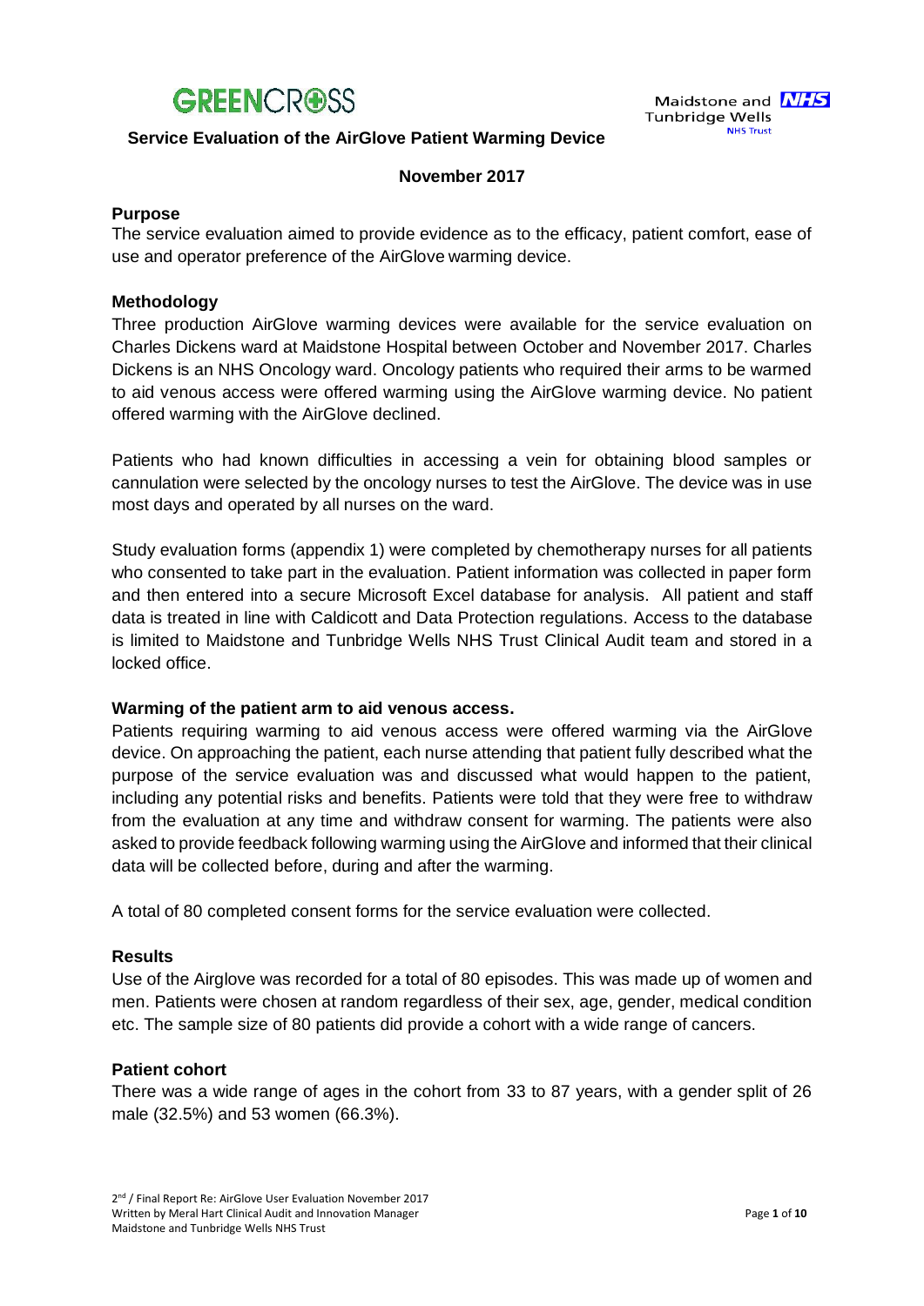# Service Evaluation of the AirGlove Patient Warming Device

**November 2017**

### Purpose

The service evaluation aimed to provide evidence as to the efficacy, patient comfort, ease of use and operator preference of the AirGlove warming device.

### Methodology

Three production AirGlove warming devices were available for the service evaluation on Charles Dickens ward at Maidstone Hospital between October and November 2017. Charles Dickens is an NHS Oncology ward. Oncology patients who required their arms to be warmed to aid venous access were offered warming using the AirGlove warming device. No patient offered warming with the AirGlove declined.

Patients who had known difficulties in accessing a vein for obtaining blood samples or cannulation were selected by the oncology nurses to test the AirGlove. The device was in use most days and operated by all nurses on the ward.

Study evaluation forms (appendix 1) were completed by chemotherapy nurses for all patients who consented to take part in the evaluation. Patient information was collected in paper form and then entered into a secure Microsoft Excel database for analysis. All patient and staff data is treated in line with Caldicott and Data Protection regulations. Access to the database is limited to Maidstone and Tunbridge Wells NHS Trust Clinical Audit team and stored in a locked office.

### Warming of the patient arm to aid venous access.

Patients requiring warming to aid venous access were offered warming via the AirGlove device. On approaching the patient, each nurse attending that patient fully described what the purpose of the service evaluation was and discussed what would happen to the patient, including any potential risks and benefits. Patients were told that they were free to withdraw from the evaluation at any time and withdraw consent for warming. The patients were also asked to provide feedback following warming using the AirGlove and informed that their clinical data will be collected before, during and after the warming.

A total of 80 completed consent forms for the service evaluation were collected.

### Results

Use of the Airglove was recorded for a total of 80 episodes. This was made up of women and men. Patients were chosen at random regardless of their sex, age, gender, medical condition etc. The sample size of 80 patients did provide a cohort with a wide range of cancers.

### Patient cohort

There was a wide range of ages in the cohort from 33 to 87 years, with a gender split of 26 male (32.5%) and 53 women (66.3%).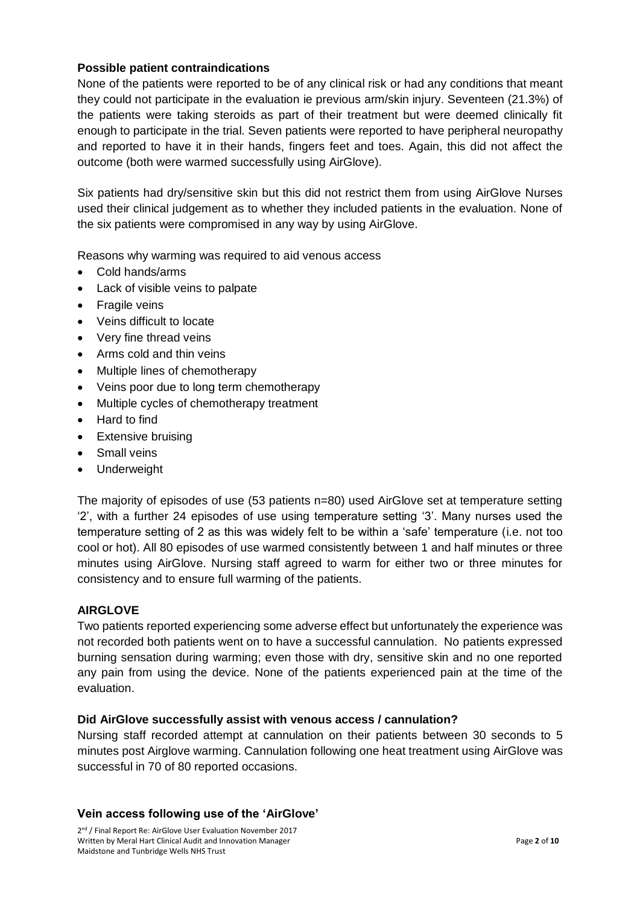**Possible patient contraindications**

None of the patients were reported to be of any clinical risk or had any conditions that meant they could not participate in the evaluation ie previous arm/skin injury. Seventeen (21.3%) of the patients were taking steroids as part of their treatment but were deemed clinically fit enough to participate in the trial. Seven patients were reported to have peripheral neuropathy and reported to have it in their hands, fingers feet and toes. Again, this did not affect the outcome (both were warmed successfully using AirGlove).

Six patients had dry/sensitive skin but this did not restrict them from using AirGlove Nurses used their clinical judgement as to whether they included patients in the evaluation. None of the six patients were compromised in any way by using AirGlove.

Reasons why warming was required to aid venous access

- Cold hands/arms
- Lack of visible veins to palpate
- Fragile veins
- Veins difficult to locate
- Very fine thread veins
- Arms cold and thin veins
- Multiple lines of chemotherapy
- Veins poor due to long term chemotherapy
- Multiple cycles of chemotherapy treatment
- Hard to find
- Extensive bruising
- Small veins
- Underweight

The majority of episodes of use (53 patients n=80) used AirGlove set at temperature setting '2', with a further 24 episodes of use using temperature setting '3'. Many nurses used the temperature setting of 2 as this was widely felt to be within a 'safe' temperature (i.e. not too cool or hot). All 80 episodes of use warmed consistently between 1 and half minutes or three minutes using AirGlove. Nursing staff agreed to warm for either two or three minutes for consistency and to ensure full warming of the patients.

**AIRGLOVE**

Two patients reported experiencing some adverse effect but unfortunately the experience was not recorded both patients went on to have a successful cannulation. No patients expressed burning sensation during warming; even those with dry, sensitive skin and no one reported any pain from using the device. None of the patients experienced pain at the time of the evaluation.

**Did AirGlove successfully assist with venous access / cannulation?**

Nursing staff recorded attempt at cannulation on their patients between 30 seconds to 5 minutes post Airglove warming. Cannulation following one heat treatment using AirGlove was successful in 70 of 80 reported occasions.

**Vein access following use of the 'AirGlove'**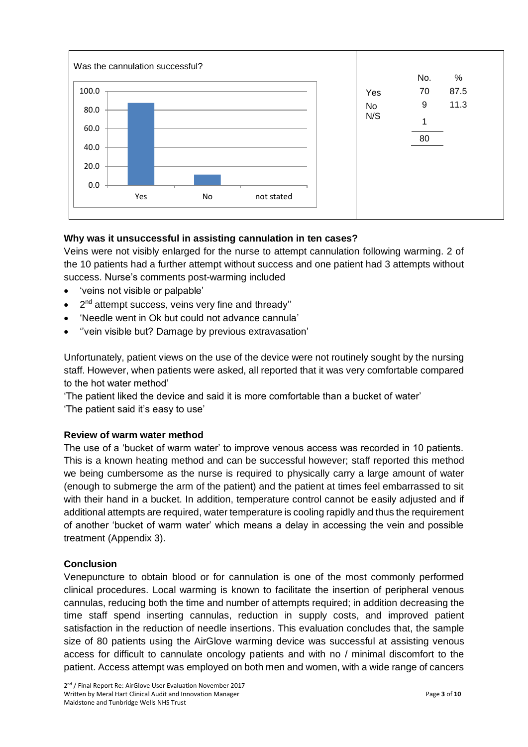Was the cannulation successful?

| | No. | % |
|---|---|---|
| Yes | 70 | 87.5 |
| No | 9 | 11.3 |
| N/S | 1 | |
| | 80 | |

**Why was it unsuccessful in assisting cannulation in ten cases?**

Veins were not visibly enlarged for the nurse to attempt cannulation following warming. 2 of the 10 patients had a further attempt without success and one patient had 3 attempts without success. Nurse's comments post-warming included

- 'veins not visible or palpable'
- 2nd attempt success, veins very fine and thready''
- 'Needle went in Ok but could not advance cannula'
- ''vein visible but? Damage by previous extravasation'

Unfortunately, patient views on the use of the device were not routinely sought by the nursing staff. However, when patients were asked, all reported that it was very comfortable compared to the hot water method'

'The patient liked the device and said it is more comfortable than a bucket of water'
'The patient said it's easy to use'

**Review of warm water method**

The use of a 'bucket of warm water' to improve venous access was recorded in 10 patients. This is a known heating method and can be successful however; staff reported this method we being cumbersome as the nurse is required to physically carry a large amount of water (enough to submerge the arm of the patient) and the patient at times feel embarrassed to sit with their hand in a bucket. In addition, temperature control cannot be easily adjusted and if additional attempts are required, water temperature is cooling rapidly and thus the requirement of another 'bucket of warm water' which means a delay in accessing the vein and possible treatment (Appendix 3).

**Conclusion**

Venepuncture to obtain blood or for cannulation is one of the most commonly performed clinical procedures. Local warming is known to facilitate the insertion of peripheral venous cannulas, reducing both the time and number of attempts required; in addition decreasing the time staff spend inserting cannulas, reduction in supply costs, and improved patient satisfaction in the reduction of needle insertions. This evaluation concludes that, the sample size of 80 patients using the AirGlove warming device was successful at assisting venous access for difficult to cannulate oncology patients and with no / minimal discomfort to the patient. Access attempt was employed on both men and women, with a wide range of cancers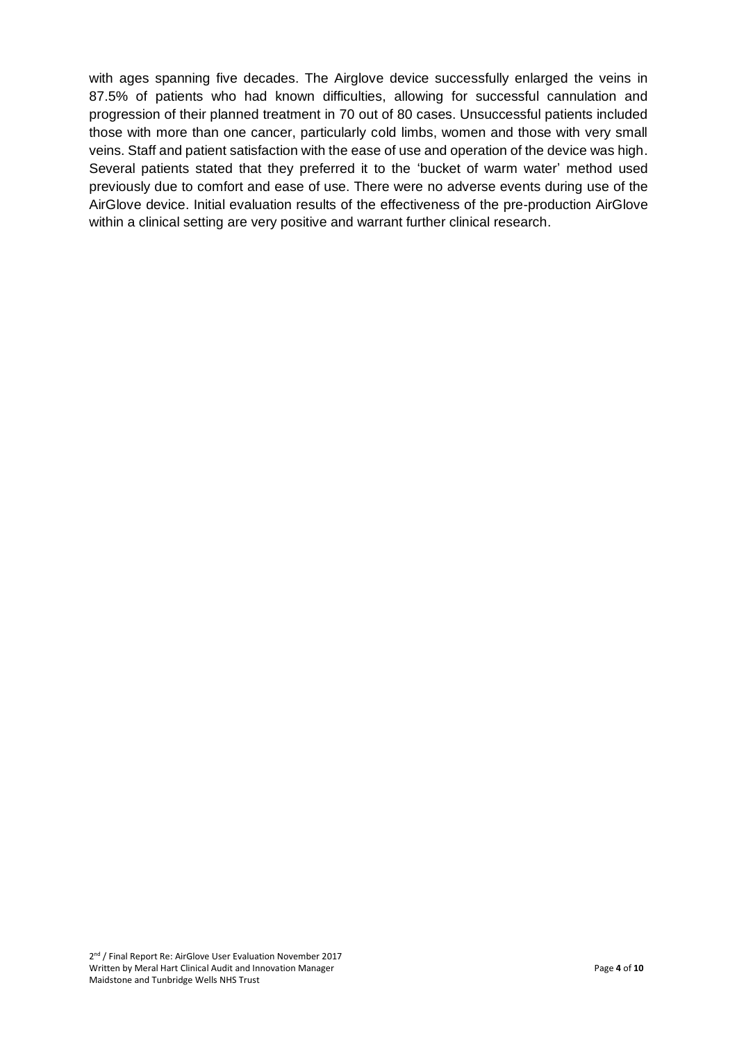with ages spanning five decades. The Airglove device successfully enlarged the veins in 87.5% of patients who had known difficulties, allowing for successful cannulation and progression of their planned treatment in 70 out of 80 cases. Unsuccessful patients included those with more than one cancer, particularly cold limbs, women and those with very small veins. Staff and patient satisfaction with the ease of use and operation of the device was high. Several patients stated that they preferred it to the 'bucket of warm water' method used previously due to comfort and ease of use. There were no adverse events during use of the AirGlove device. Initial evaluation results of the effectiveness of the pre-production AirGlove within a clinical setting are very positive and warrant further clinical research.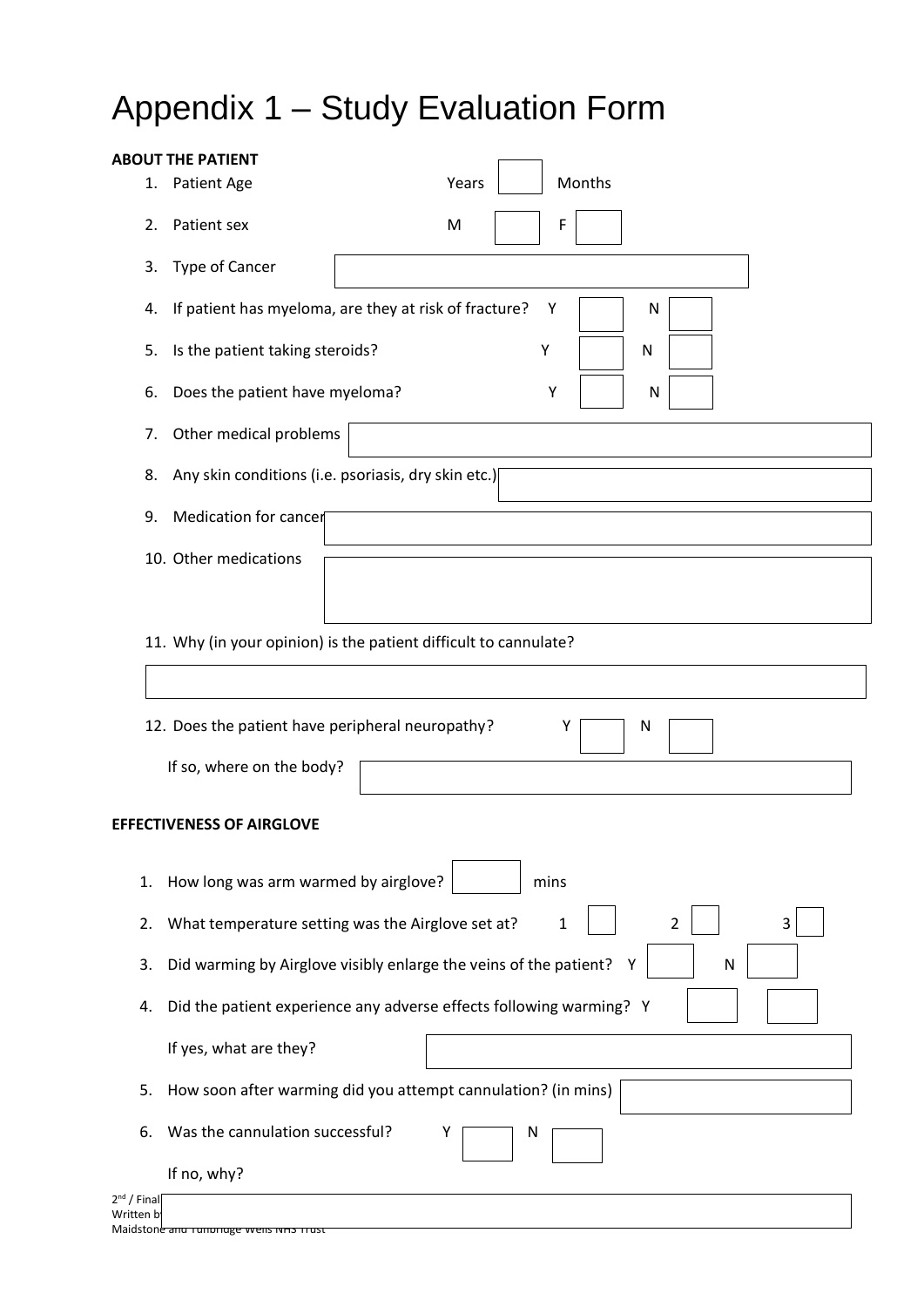# Appendix 1 – Study Evaluation Form

**ABOUT THE PATIENT**

1. Patient Age Years [ ] Months
2. Patient sex M [ ] F [ ]
3. Type of Cancer [ ]
4. If patient has myeloma, are they at risk of fracture? Y [ ] N [ ]
5. Is the patient taking steroids? Y [ ] N [ ]
6. Does the patient have myeloma? Y [ ] N [ ]
7. Other medical problems [ ]
8. Any skin conditions (i.e. psoriasis, dry skin etc.) [ ]
9. Medication for cancer [ ]
10. Other medications [ ]
11. Why (in your opinion) is the patient difficult to cannulate?

    [ ]

12. Does the patient have peripheral neuropathy? Y [ ] N [ ]

    If so, where on the body? [ ]

**EFFECTIVENESS OF AIRGLOVE**

1. How long was arm warmed by airglove? [ ] mins
2. What temperature setting was the Airglove set at? 1 [ ] 2 [ ] 3 [ ]
3. Did warming by Airglove visibly enlarge the veins of the patient? Y [ ] N [ ]
4. Did the patient experience any adverse effects following warming? Y [ ] [ ]

    If yes, what are they? [ ]

5. How soon after warming did you attempt cannulation? (in mins) [ ]
6. Was the cannulation successful? Y [ ] N [ ]

    If no, why?

    [ ]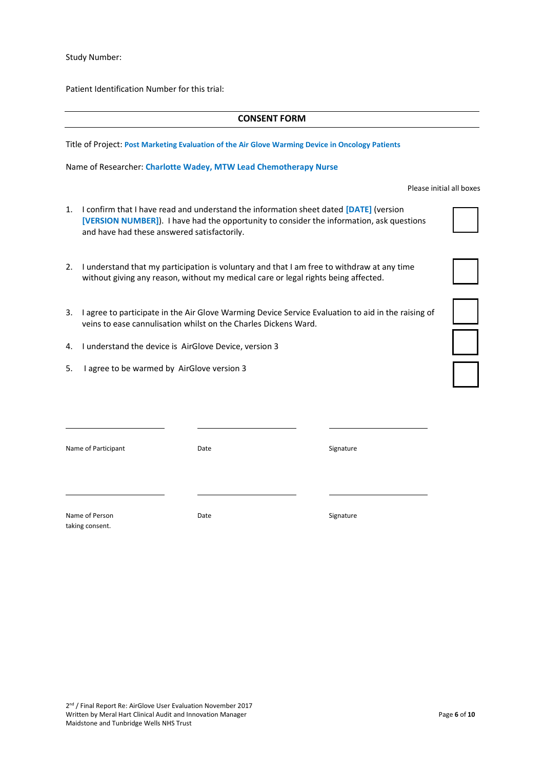Study Number:

Patient Identification Number for this trial:

## CONSENT FORM

Title of Project: **Post Marketing Evaluation of the Air Glove Warming Device in Oncology Patients**

Name of Researcher: **Charlotte Wadey, MTW Lead Chemotherapy Nurse**

Please initial all boxes

1. I confirm that I have read and understand the information sheet dated **[DATE]** (version **[VERSION NUMBER]**). I have had the opportunity to consider the information, ask questions and have had these answered satisfactorily. ☐

2. I understand that my participation is voluntary and that I am free to withdraw at any time without giving any reason, without my medical care or legal rights being affected. ☐

3. I agree to participate in the Air Glove Warming Device Service Evaluation to aid in the raising of veins to ease cannulisation whilst on the Charles Dickens Ward. ☐

4. I understand the device is AirGlove Device, version 3 ☐

5. I agree to be warmed by AirGlove version 3 ☐

| ______________________ | ______________________ | ______________________ |
|---|---|---|
| Name of Participant | Date | Signature |

| ______________________ | ______________________ | ______________________ |
|---|---|---|
| Name of Person taking consent. | Date | Signature |

2nd / Final Report Re: AirGlove User Evaluation November 2017
Written by Meral Hart Clinical Audit and Innovation Manager
Maidstone and Tunbridge Wells NHS Trust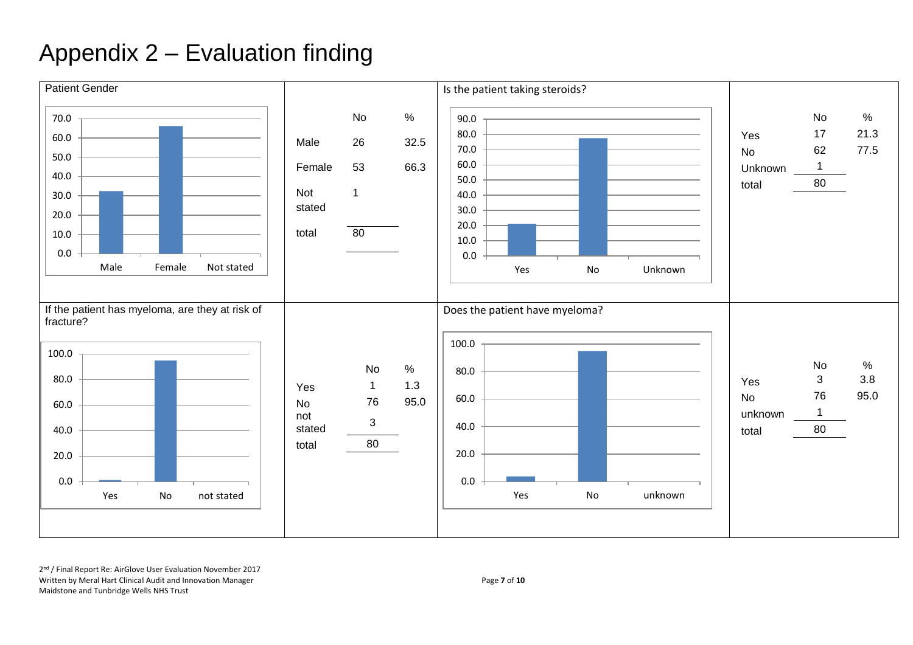# Appendix 2 – Evaluation finding

## Patient Gender

| | No | % |
|---|---|---|
| Male | 26 | 32.5 |
| Female | 53 | 66.3 |
| Not stated | 1 | |
| total | 80 | |

## Is the patient taking steroids?

| | No | % |
|---|---|---|
| Yes | 17 | 21.3 |
| No | 62 | 77.5 |
| Unknown | 1 | |
| total | 80 | |

## If the patient has myeloma, are they at risk of fracture?

| | No | % |
|---|---|---|
| Yes | 1 | 1.3 |
| No | 76 | 95.0 |
| not stated | 3 | |
| total | 80 | |

## Does the patient have myeloma?

| | No | % |
|---|---|---|
| Yes | 3 | 3.8 |
| No | 76 | 95.0 |
| unknown | 1 | |
| total | 80 | |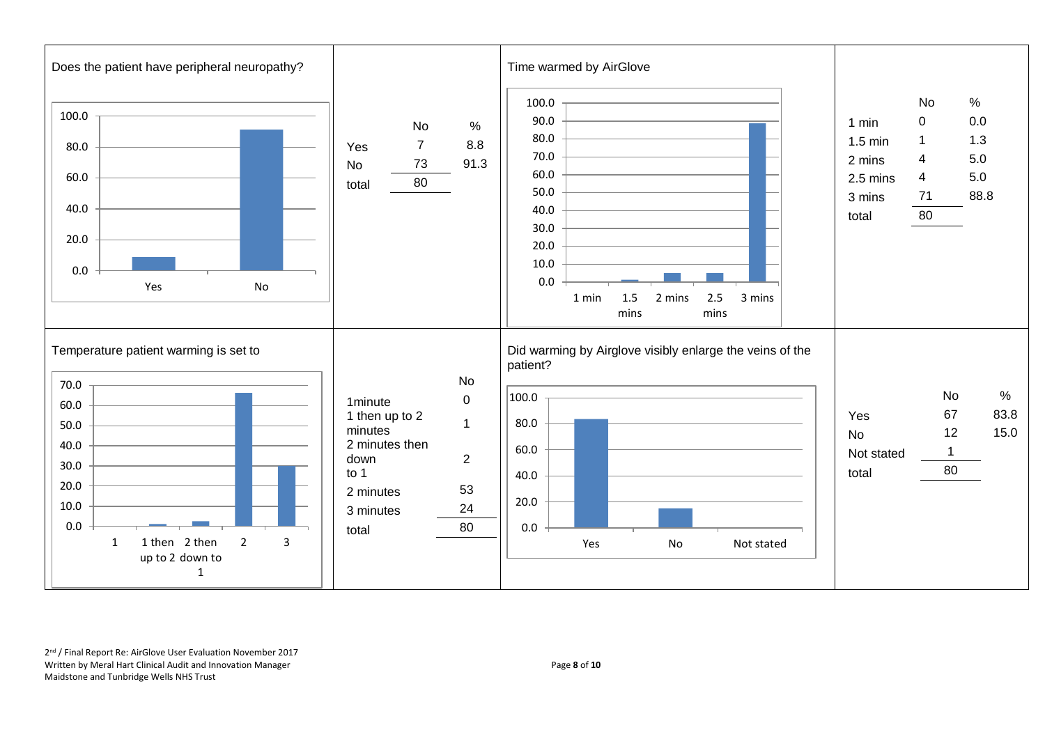### Does the patient have peripheral neuropathy?

|  | No | % |
|---|---|---|
| Yes | 7 | 8.8 |
| No | 73 | 91.3 |
| total | 80 |  |

### Time warmed by AirGlove

|  | No | % |
|---|---|---|
| 1 min | 0 | 0.0 |
| 1.5 min | 1 | 1.3 |
| 2 mins | 4 | 5.0 |
| 2.5 mins | 4 | 5.0 |
| 3 mins | 71 | 88.8 |
| total | 80 |  |

### Temperature patient warming is set to

|  | No |
|---|---|
| 1minute | 0 |
| 1 then up to 2 minutes | 1 |
| 2 minutes then down to 1 | 2 |
| 2 minutes | 53 |
| 3 minutes | 24 |
| total | 80 |

### Did warming by Airglove visibly enlarge the veins of the patient?

|  | No | % |
|---|---|---|
| Yes | 67 | 83.8 |
| No | 12 | 15.0 |
| Not stated | 1 |  |
| total | 80 |  |

2nd / Final Report Re: AirGlove User Evaluation November 2017
Written by Meral Hart Clinical Audit and Innovation Manager
Maidstone and Tunbridge Wells NHS Trust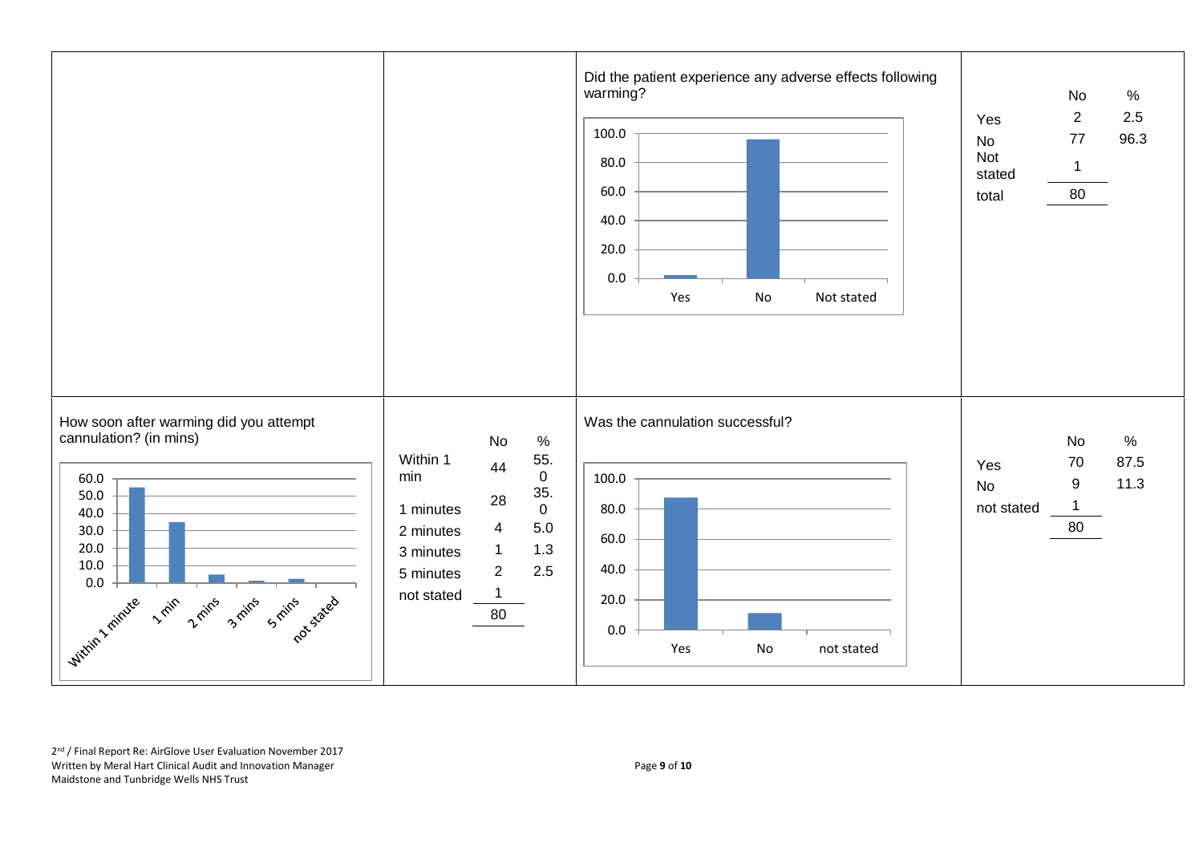Did the patient experience any adverse effects following warming?

| | No | % |
|---|---|---|
| Yes | 2 | 2.5 |
| No | 77 | 96.3 |
| Not stated | 1 | |
| total | 80 | |

How soon after warming did you attempt cannulation? (in mins)

| | No | % |
|---|---|---|
| Within 1 min | 44 | 55.0 |
| 1 minutes | 28 | 35.0 |
| 2 minutes | 4 | 5.0 |
| 3 minutes | 1 | 1.3 |
| 5 minutes | 2 | 2.5 |
| not stated | 1 | |
| | 80 | |

Was the cannulation successful?

| | No | % |
|---|---|---|
| Yes | 70 | 87.5 |
| No | 9 | 11.3 |
| not stated | 1 | |
| | 80 | |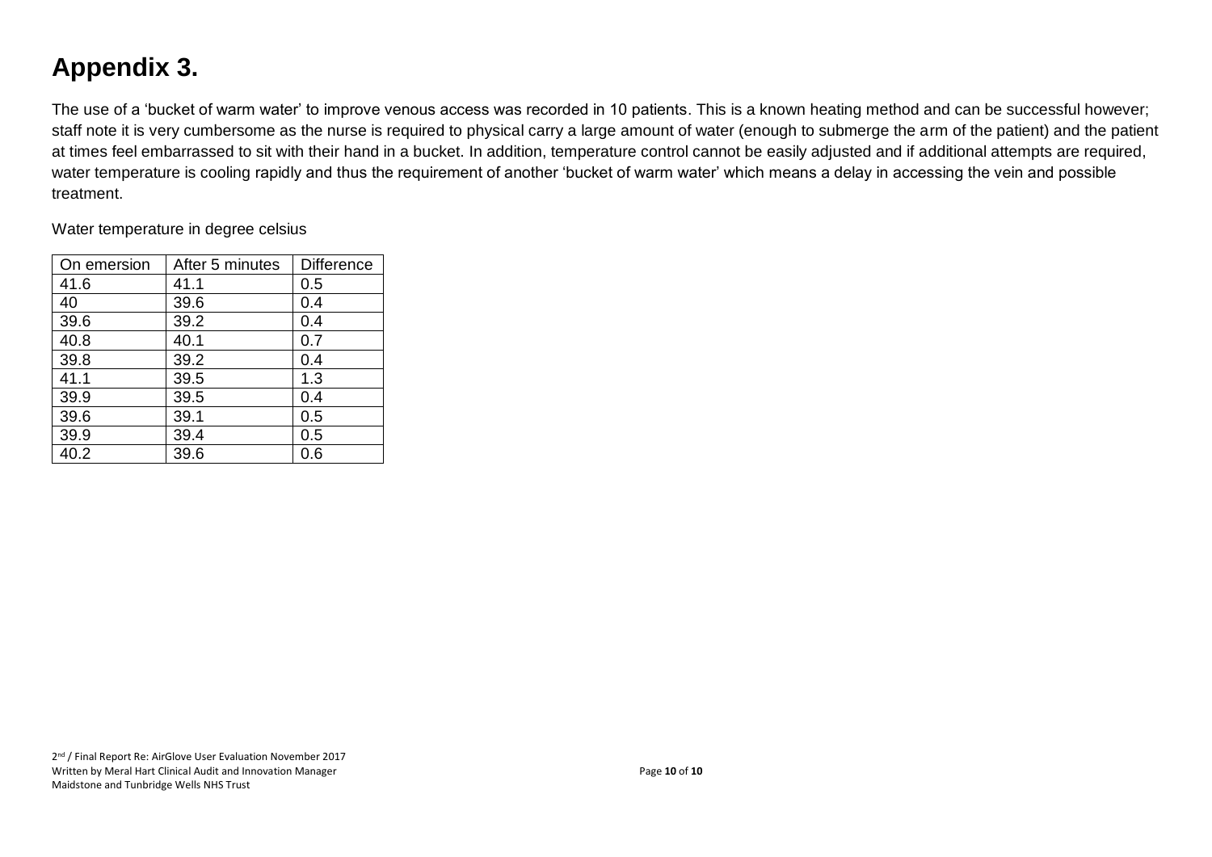# Appendix 3.

The use of a 'bucket of warm water' to improve venous access was recorded in 10 patients. This is a known heating method and can be successful however; staff note it is very cumbersome as the nurse is required to physical carry a large amount of water (enough to submerge the arm of the patient) and the patient at times feel embarrassed to sit with their hand in a bucket. In addition, temperature control cannot be easily adjusted and if additional attempts are required, water temperature is cooling rapidly and thus the requirement of another 'bucket of warm water' which means a delay in accessing the vein and possible treatment.

Water temperature in degree celsius

| On emersion | After 5 minutes | Difference |
|---|---|---|
| 41.6 | 41.1 | 0.5 |
| 40 | 39.6 | 0.4 |
| 39.6 | 39.2 | 0.4 |
| 40.8 | 40.1 | 0.7 |
| 39.8 | 39.2 | 0.4 |
| 41.1 | 39.5 | 1.3 |
| 39.9 | 39.5 | 0.4 |
| 39.6 | 39.1 | 0.5 |
| 39.9 | 39.4 | 0.5 |
| 40.2 | 39.6 | 0.6 |